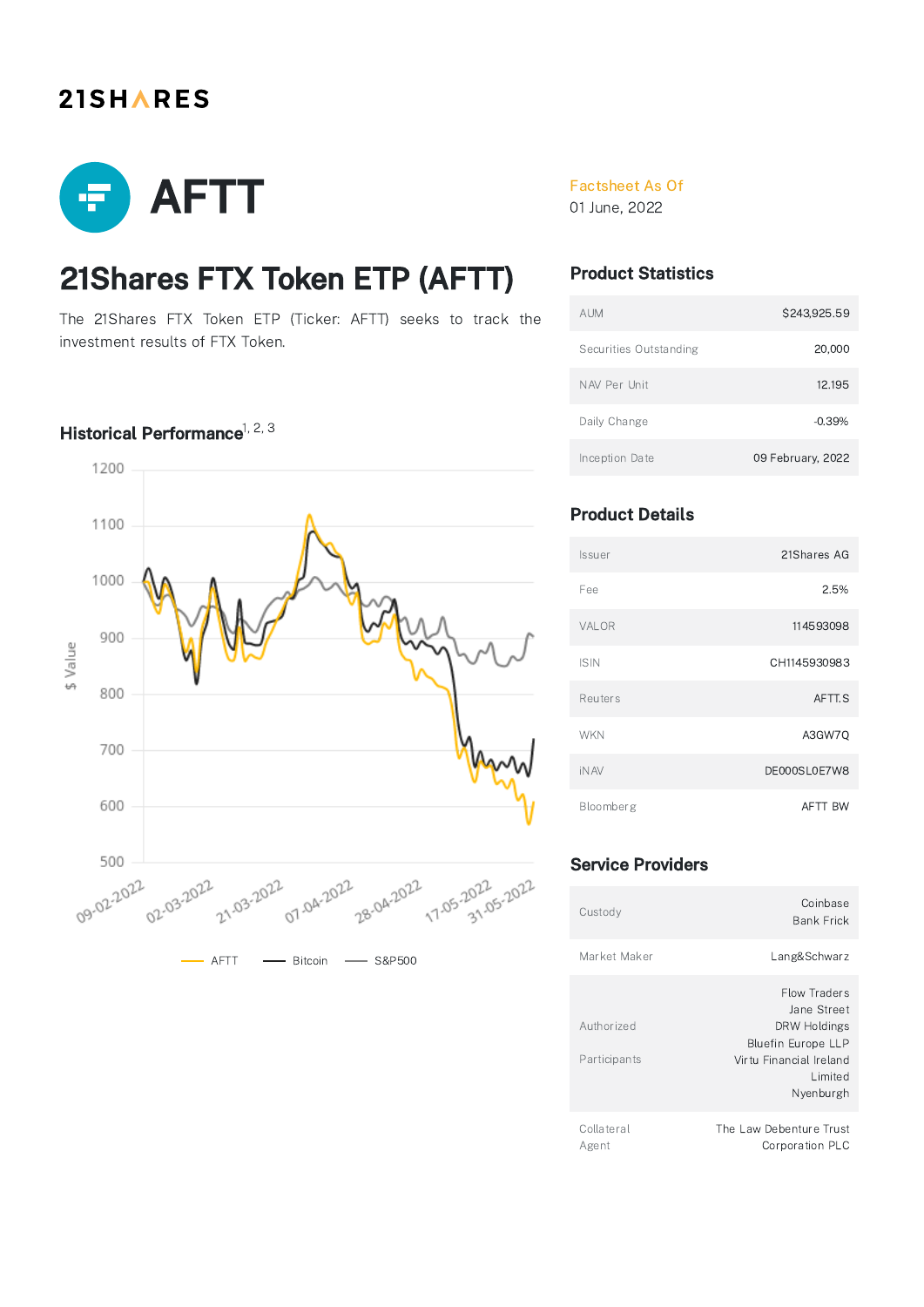21SHARES

# AFTT

Factsheet As Of
01 June, 2022

## 21Shares FTX Token ETP (AFTT)

The 21Shares FTX Token ETP (Ticker: AFTT) seeks to track the investment results of FTX Token.

### Historical Performance[1, 2, 3]

## Product Statistics

| | |
|---|---|
| AUM | $243,925.59 |
| Securities Outstanding | 20,000 |
| NAV Per Unit | 12.195 |
| Daily Change | -0.39% |
| Inception Date | 09 February, 2022 |

## Product Details

| | |
|---|---|
| Issuer | 21Shares AG |
| Fee | 2.5% |
| VALOR | 114593098 |
| ISIN | CH1145930983 |
| Reuters | AFTT.S |
| WKN | A3GW7Q |
| iNAV | DE000SLOE7W8 |
| Bloomberg | AFTT BW |

## Service Providers

| | |
|---|---|
| Custody | Coinbase Bank Frick |
| Market Maker | Lang&Schwarz |
| Authorized Participants | Flow Traders Jane Street DRW Holdings Bluefin Europe LLP Virtu Financial Ireland Limited Nyenburgh |
| Collateral Agent | The Law Debenture Trust Corporation PLC |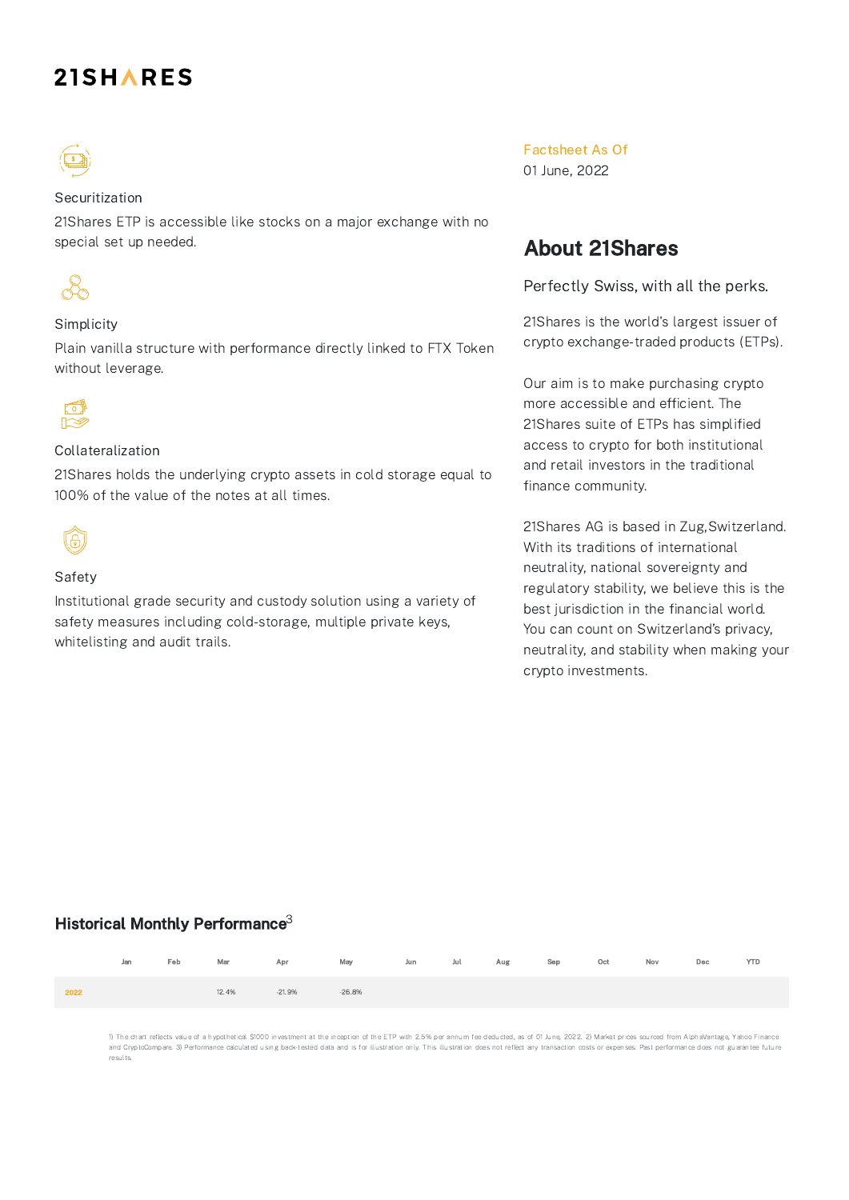**21SHARES**

### Securitization

21Shares ETP is accessible like stocks on a major exchange with no special set up needed.

### Simplicity

Plain vanilla structure with performance directly linked to FTX Token without leverage.

### Collateralization

21Shares holds the underlying crypto assets in cold storage equal to 100% of the value of the notes at all times.

### Safety

Institutional grade security and custody solution using a variety of safety measures including cold-storage, multiple private keys, whitelisting and audit trails.

Factsheet As Of
01 June, 2022

## About 21Shares

Perfectly Swiss, with all the perks.

21Shares is the world's largest issuer of crypto exchange-traded products (ETPs).

Our aim is to make purchasing crypto more accessible and efficient. The 21Shares suite of ETPs has simplified access to crypto for both institutional and retail investors in the traditional finance community.

21Shares AG is based in Zug,Switzerland. With its traditions of international neutrality, national sovereignty and regulatory stability, we believe this is the best jurisdiction in the financial world. You can count on Switzerland's privacy, neutrality, and stability when making your crypto investments.

## Historical Monthly Performance[3]

| | Jan | Feb | Mar | Apr | May | Jun | Jul | Aug | Sep | Oct | Nov | Dec | YTD |
|---|---|---|---|---|---|---|---|---|---|---|---|---|---|
| 2022 | | | 12.4% | -21.9% | -26.8% | | | | | | | | |

1) The chart reflects value of a hypothetical $1000 investment at the inception of the ETP with 2.5% per annum fee deducted, as of 01 June, 2022. 2) Market prices sourced from AlphaVantage, Yahoo Finance and CryptoCompare. 3) Performance calculated using back-tested data and is for illustration only. This illustration does not reflect any transaction costs or expenses. Past performance does not guarantee future results.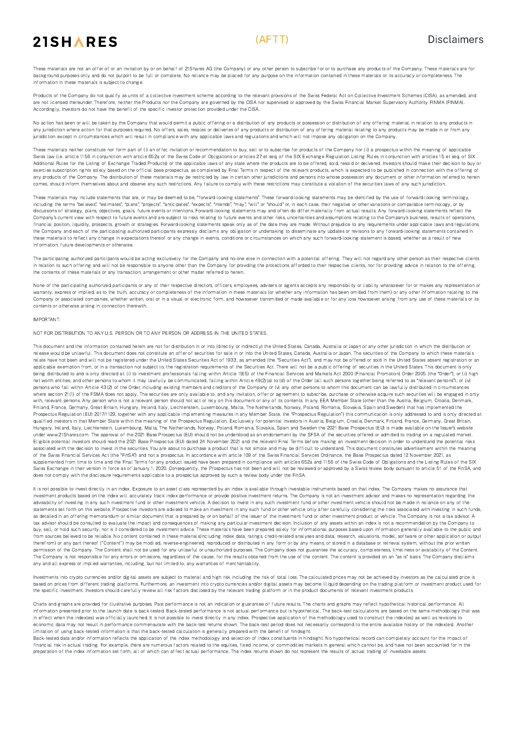# Disclaimers

These materials are not an offer of or an invitation by or on behalf of 21Shares AG (the Company) or any other person to subscribe for or to purchase any products of the Company. These materials are for background purposes only and do not purport to be full or complete. No reliance may be placed for any purpose on the information contained in these materials or its accuracy or completeness. The information in these materials is subject to change.

Products of the Company do not qualify as units of a collective investment scheme according to the relevant provisions of the Swiss Federal Act on Collective Investment Schemes (CISA), as amended, and are not licensed thereunder. Therefore, neither the Products nor the Company are governed by the CISA nor supervised or approved by the Swiss Financial Market Supervisory Authority FINMA (FINMA). Accordingly, Investors do not have the benefit of the specific investor protection provided under the CISA.

No action has been or will be taken by the Company that would permit a public offering or a distribution of any products or possession or distribution of any offering material in relation to any products in any jurisdiction where action for that purposes required. No offers, sales, resales or deliveries of any products or distribution of any offering material relating to any products may be made in or from any jurisdiction except in circumstances which will result in compliance with any applicable laws and regulations and which will not impose any obligation on the Company.

These materials neither constitute nor form part of (i) an offer, invitation or recommendation to buy, sell or to subscribe for products of the Company nor (ii) a prospectus within the meaning of applicable Swiss law (i.e. article 1156 in conjunction with article 652a of the Swiss Code of Obligations or articles 27 et seq. of the SIX Exchange Regulation Listing Rules in conjunction with articles 15 et seq. of SIX Additional Rules for the Listing of Exchange Traded Products) or the applicable laws of any state where the products are to be offered, sold, resold or delivered. Investors should make their decision to buy or exercise subscription rights solely based on the official base prospectus, as completed by Final Terms in respect of the relevant products, which is expected to be published in connection with the offering of any products of the Company. The distribution of these materials may be restricted by law in certain other jurisdictions and persons into whose possession any document or other information referred to herein comes, should inform themselves about and observe any such restrictions. Any failure to comply with these restrictions may constitute a violation of the securities laws of any such jurisdiction.

These materials may include statements that are, or may be deemed to be, "forward-looking statements". These forward-looking statements may be identified by the use of forward-looking terminology, including the terms "believes", "estimates", "plans", "projects", "anticipates", "expects", "intends", "may", "will" or "should" or, in each case, their negative or other variations or comparable terminology, or by discussions of strategy, plans, objectives, goals, future events or intentions. Forward-looking statements may and often do differ materially from actual results. Any forward-looking statements reflect the Company's current view with respect to future events and are subject to risks relating to future events and other risks, uncertainties and assumptions relating to the Company's business, results of operations, financial position, liquidity, prospects, growth or strategies. Forward-looking statements speak only as of the date they are made. Without prejudice to any requirements under applicable laws and regulations, the Company and each of the participating authorized participants expressly disclaims any obligation or undertaking to disseminate any updates or revisions to any forward-looking statements contained in these materials to reflect any change in expectations thereof or any change in events, conditions or circumstances on which any such forward-looking statement is based, whether as a result of new information, future developments or otherwise.

The participating authorized participants would be acting exclusively for the Company and no-one else in connection with a potential offering. They will not regard any other person as their respective clients in relation to such offering and will not be responsible to anyone other than the Company for providing the protections afforded to their respective clients, nor for providing advice in relation to the offering, the contents of these materials or any transaction, arrangement or other matter referred to herein.

None of the participating authorized participants or any of their respective directors, officers, employees, advisers or agents accepts any responsibility or liability whatsoever for or makes any representation or warranty, express or implied, as to the truth, accuracy or completeness of the information in these materials (or whether any information has been omitted from them) or any other information relating to the Company or associated companies, whether written, oral or in a visual or electronic form, and howsoever transmitted or made available or for any loss howsoever arising from any use of these materials or its contents or otherwise arising in connection therewith.

IMPORTANT:

NOT FOR DISTRIBUTION TO ANY U.S. PERSON OR TO ANY PERSON OR ADDRESS IN THE UNITED STATES.

This document and the information contained herein are not for distribution in or into (directly or indirectly) the United States, Canada, Australia or Japan or any other jurisdiction in which the distribution or release would be unlawful. This document does not constitute an offer of securities for sale in or into the United States, Canada, Australia or Japan. The securities of the Company to which these materials relate have not been and will not be registered under the United States Securities Act of 1933, as amended (the "Securities Act"), and may not be offered or sold in the United States absent registration or an applicable exemption from, or in a transaction not subject to, the registration requirements of the Securities Act. There will not be a public offering of securities in the United States. This document is only being distributed to and is only directed at: (i) to investment professionals falling within Article 19(5) of the Financial Services and Markets Act 2000 (Financial Promotion) Order 2005 (the "Order"); or (ii) high net worth entities, and other persons to whom it may lawfully be communicated, falling within Article 49(2)(a) to (d) of the Order (all such persons together being referred to as "relevant persons"); or (iv) persons who fall within Article 43(2) of the Order, including existing members and creditors of the Company or (v) any other persons to whom this document can be lawfully distributed in circumstances where section 21(1) of the FSMA does not apply. The securities are only available to, and any invitation, offer or agreement to subscribe, purchase or otherwise acquire such securities will be engaged in only with, relevant persons. Any person who is not a relevant person should not act or rely on this document or any of its contents. In any EEA Member State (other than the Austria, Belgium, Croatia, Denmark, Finland, France, Germany, Great Britain, Hungary, Ireland, Italy, Liechtenstein, Luxembourg, Malta, The Netherlands, Norway, Poland, Romania, Slovakia, Spain and Sweden) that has implemented the Prospectus Regulation (EU) 2017/1129, together with any applicable implementing measures in any Member State, the "Prospectus Regulation") this communication is only addressed to and is only directed at qualified investors in that Member State within the meaning of the Prospectus Regulation. Exclusively for potential investors in Austria, Belgium, Croatia, Denmark, Finland, France, Germany, Great Britain, Hungary, Ireland, Italy, Liechtenstein, Luxembourg, Malta, The Netherlands, Norway, Poland, Romania, Slovakia, Spain and Sweden the 2021 Base Prospectus (EU) is made available on the Issuer's website under www.21Shares.com. The approval of the 2021 Base Prospectus (EU) should not be understood as an endorsement by the SFSA of the securities offered or admitted to trading on a regulated market. Eligible potential investors should read the 2021 Base Prospectus (EU) dated 24 November 2021 and the relevant Final Terms before making an investment decision in order to understand the potential risks associated with the decision to invest in the securities. You are about to purchase a product that is not simple and may be difficult to understand. This document constitutes advertisement within the meaning of the Swiss Financial Services Act (the "FinSA") and not a prospectus. In accordance with article 109 of the Swiss Financial Services Ordinance, the Base Prospectus dated 12 November 2021, as supplemented from time to time and the Final Terms for any product issued have been prepared in compliance with articles 652a and 1156 of the Swiss Code of Obligations and the Listing Rules of the SIX Swiss Exchange in their version in force as of January 1, 2020. Consequently, the Prospectus has not been and will not be reviewed or approved by a Swiss review body pursuant to article 51 of the FinSA, and does not comply with the disclosure requirements applicable to a prospectus approved by such a review body under the FinSA.

It is not possible to invest directly in an index. Exposure to an asset class represented by an index is available through investable instruments based on that index. The Company makes no assurance that investment products based on the index will accurately track index performance or provide positive investment returns. The Company is not an investment advisor and makes no representation regarding the advisability of investing in any such investment fund or other investment vehicle. A decision to invest in any such investment fund or other investment vehicle should not be made in reliance on any of the statements set forth on this website. Prospective investors are advised to make an investment in any such fund or other vehicle only after carefully considering the risks associated with investing in such funds, as detailed in an offering memorandum or similar document that is prepared by or on behalf of the issuer of the investment fund or other investment product or vehicle. The Company is not a tax advisor. A tax advisor should be consulted to evaluate the impact and consequences of making any particular investment decision. Inclusion of any assets within an index is not a recommendation by the Company to buy, sell, or hold such security, nor is it considered to be investment advice. These materials have been prepared solely for informational purposes based upon information generally available to the public and from sources believed to be reliable. No content contained in these materials(including index data, ratings, credit-related analyses and data, research, valuations, model, software or other application or output therefrom) or any part thereof ("Content") may be modified, reverse-engineered, reproduced or distributed in any form or by any means, or stored in a database or retrieval system, without the prior written permission of the Company. The Content shall not be used for any unlawful or unauthorized purposes. The Company does not guarantee the accuracy, completeness, timeliness or availability of the Content. The Company is not responsible for any errors or omissions, regardless of the cause, for the results obtained from the use of the content. The content is provided on an "as is" basis. The Company disclaims any and all express or implied warranties, including, but not limited to, any warranties of merchantability.

Investments into crypto currencies and/or digital assets are subject to material and high risk including the risk of total loss. The calculated prices may not be achieved by investors as the calculated price is based on prices from different trading platforms. Furthermore, an investment into crypto currencies and/or digital assets may become illiquid depending on the trading platform or investment product used for the specific investment. Investors should carefully review all risk factors disclosed by the relevant trading platform or in the product documents of relevant investment products.

Charts and graphs are provided for illustrative purposes. Past performance is not an indication or guarantee of future results. The charts and graphs may reflect hypothetical historical performance. All information presented prior to the launch date is back-tested. Back-tested performance is not actual performance but is hypothetical. The back-test calculations are based on the same methodology that was in effect when the index(es) was officially launched. It is not possible to invest directly in any index. Prospective application of the methodology used to construct the index(es) as well as revisions to economic data may not result in performance commensurate with the back-test returns shown. The back-test period does not necessarily correspond to the entire available history of the index(es). Another limitation of using back-tested information is that the back-tested calculation is generally prepared with the benefit of hindsight.
Back-tested data and/or information reflects the application of the index methodology and selection of index constituents in hindsight. No hypothetical record can completely account for the impact of financial risk in actual trading. For example, there are numerous factors related to the equities, fixed income, or commodities markets in general which cannot be, and have not been accounted for in the preparation of the index information set forth, all of which can affect actual performance. The index returns shown do not represent the results of actual trading of investable assets.